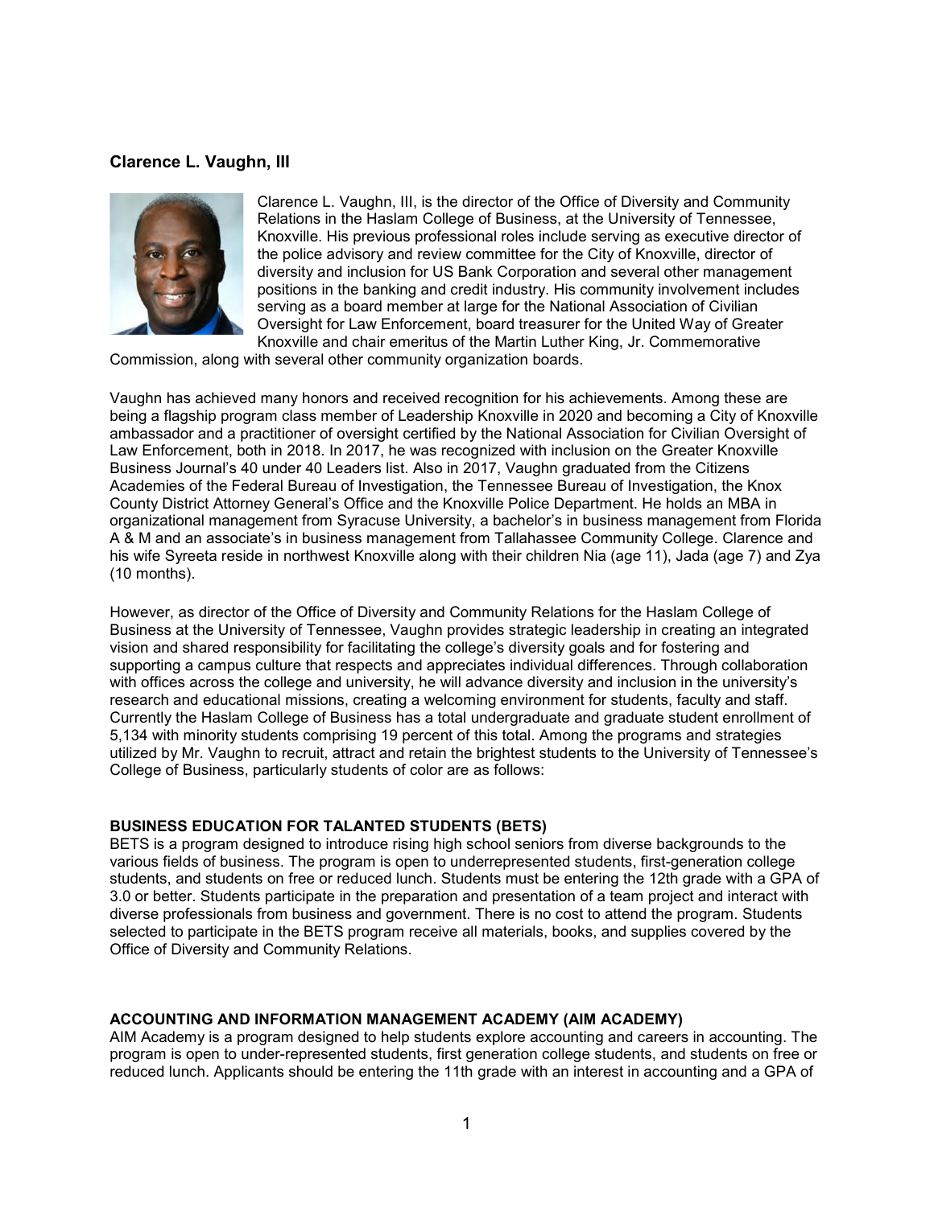### Clarence L. Vaughn, III

Clarence L. Vaughn, III, is the director of the Office of Diversity and Community Relations in the Haslam College of Business, at the University of Tennessee, Knoxville. His previous professional roles include serving as executive director of the police advisory and review committee for the City of Knoxville, director of diversity and inclusion for US Bank Corporation and several other management positions in the banking and credit industry. His community involvement includes serving as a board member at large for the National Association of Civilian Oversight for Law Enforcement, board treasurer for the United Way of Greater Knoxville and chair emeritus of the Martin Luther King, Jr. Commemorative Commission, along with several other community organization boards.

Vaughn has achieved many honors and received recognition for his achievements. Among these are being a flagship program class member of Leadership Knoxville in 2020 and becoming a City of Knoxville ambassador and a practitioner of oversight certified by the National Association for Civilian Oversight of Law Enforcement, both in 2018. In 2017, he was recognized with inclusion on the Greater Knoxville Business Journal's 40 under 40 Leaders list. Also in 2017, Vaughn graduated from the Citizens Academies of the Federal Bureau of Investigation, the Tennessee Bureau of Investigation, the Knox County District Attorney General's Office and the Knoxville Police Department. He holds an MBA in organizational management from Syracuse University, a bachelor's in business management from Florida A & M and an associate's in business management from Tallahassee Community College. Clarence and his wife Syreeta reside in northwest Knoxville along with their children Nia (age 11), Jada (age 7) and Zya (10 months).

However, as director of the Office of Diversity and Community Relations for the Haslam College of Business at the University of Tennessee, Vaughn provides strategic leadership in creating an integrated vision and shared responsibility for facilitating the college's diversity goals and for fostering and supporting a campus culture that respects and appreciates individual differences. Through collaboration with offices across the college and university, he will advance diversity and inclusion in the university's research and educational missions, creating a welcoming environment for students, faculty and staff. Currently the Haslam College of Business has a total undergraduate and graduate student enrollment of 5,134 with minority students comprising 19 percent of this total. Among the programs and strategies utilized by Mr. Vaughn to recruit, attract and retain the brightest students to the University of Tennessee's College of Business, particularly students of color are as follows:

**BUSINESS EDUCATION FOR TALANTED STUDENTS (BETS)**

BETS is a program designed to introduce rising high school seniors from diverse backgrounds to the various fields of business. The program is open to underrepresented students, first-generation college students, and students on free or reduced lunch. Students must be entering the 12th grade with a GPA of 3.0 or better. Students participate in the preparation and presentation of a team project and interact with diverse professionals from business and government. There is no cost to attend the program. Students selected to participate in the BETS program receive all materials, books, and supplies covered by the Office of Diversity and Community Relations.

**ACCOUNTING AND INFORMATION MANAGEMENT ACADEMY (AIM ACADEMY)**

AIM Academy is a program designed to help students explore accounting and careers in accounting. The program is open to under-represented students, first generation college students, and students on free or reduced lunch. Applicants should be entering the 11th grade with an interest in accounting and a GPA of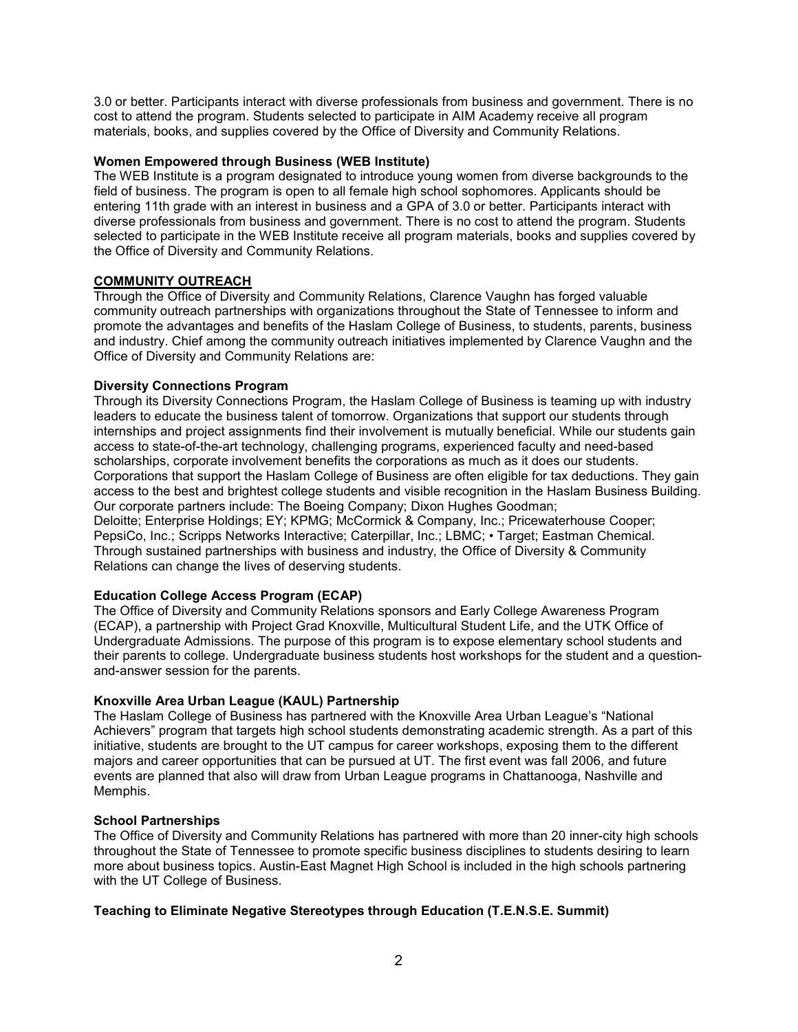3.0 or better. Participants interact with diverse professionals from business and government. There is no cost to attend the program. Students selected to participate in AIM Academy receive all program materials, books, and supplies covered by the Office of Diversity and Community Relations.

**Women Empowered through Business (WEB Institute)**
The WEB Institute is a program designated to introduce young women from diverse backgrounds to the field of business. The program is open to all female high school sophomores. Applicants should be entering 11th grade with an interest in business and a GPA of 3.0 or better. Participants interact with diverse professionals from business and government. There is no cost to attend the program. Students selected to participate in the WEB Institute receive all program materials, books and supplies covered by the Office of Diversity and Community Relations.

## COMMUNITY OUTREACH

Through the Office of Diversity and Community Relations, Clarence Vaughn has forged valuable community outreach partnerships with organizations throughout the State of Tennessee to inform and promote the advantages and benefits of the Haslam College of Business, to students, parents, business and industry. Chief among the community outreach initiatives implemented by Clarence Vaughn and the Office of Diversity and Community Relations are:

**Diversity Connections Program**
Through its Diversity Connections Program, the Haslam College of Business is teaming up with industry leaders to educate the business talent of tomorrow. Organizations that support our students through internships and project assignments find their involvement is mutually beneficial. While our students gain access to state-of-the-art technology, challenging programs, experienced faculty and need-based scholarships, corporate involvement benefits the corporations as much as it does our students. Corporations that support the Haslam College of Business are often eligible for tax deductions. They gain access to the best and brightest college students and visible recognition in the Haslam Business Building. Our corporate partners include: The Boeing Company; Dixon Hughes Goodman;
Deloitte; Enterprise Holdings; EY; KPMG; McCormick & Company, Inc.; Pricewaterhouse Cooper; PepsiCo, Inc.; Scripps Networks Interactive; Caterpillar, Inc.; LBMC; • Target; Eastman Chemical. Through sustained partnerships with business and industry, the Office of Diversity & Community Relations can change the lives of deserving students.

**Education College Access Program (ECAP)**
The Office of Diversity and Community Relations sponsors and Early College Awareness Program (ECAP), a partnership with Project Grad Knoxville, Multicultural Student Life, and the UTK Office of Undergraduate Admissions. The purpose of this program is to expose elementary school students and their parents to college. Undergraduate business students host workshops for the student and a question-and-answer session for the parents.

**Knoxville Area Urban League (KAUL) Partnership**
The Haslam College of Business has partnered with the Knoxville Area Urban League's "National Achievers" program that targets high school students demonstrating academic strength. As a part of this initiative, students are brought to the UT campus for career workshops, exposing them to the different majors and career opportunities that can be pursued at UT. The first event was fall 2006, and future events are planned that also will draw from Urban League programs in Chattanooga, Nashville and Memphis.

**School Partnerships**
The Office of Diversity and Community Relations has partnered with more than 20 inner-city high schools throughout the State of Tennessee to promote specific business disciplines to students desiring to learn more about business topics. Austin-East Magnet High School is included in the high schools partnering with the UT College of Business.

**Teaching to Eliminate Negative Stereotypes through Education (T.E.N.S.E. Summit)**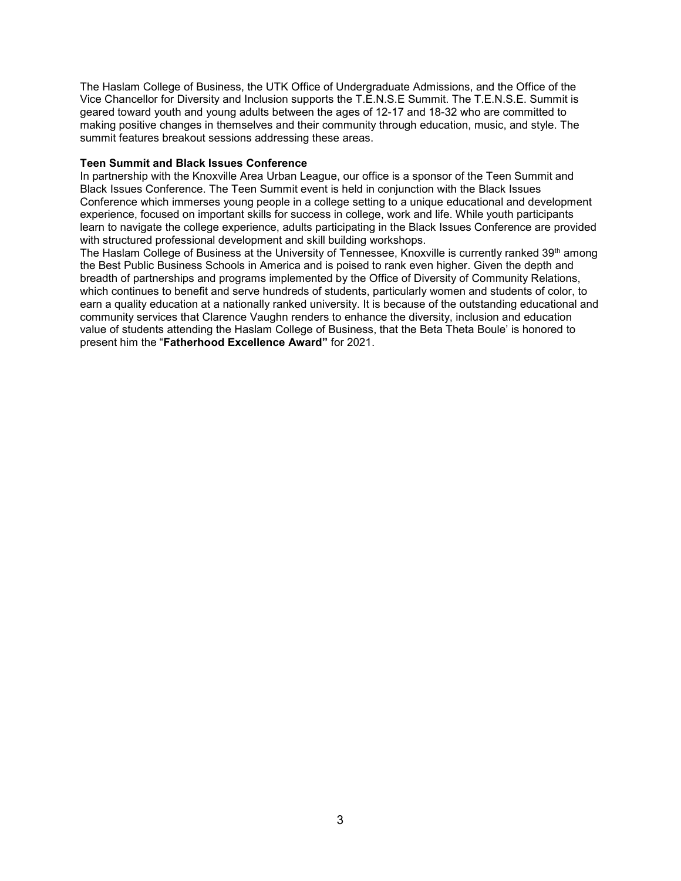The Haslam College of Business, the UTK Office of Undergraduate Admissions, and the Office of the Vice Chancellor for Diversity and Inclusion supports the T.E.N.S.E Summit. The T.E.N.S.E. Summit is geared toward youth and young adults between the ages of 12-17 and 18-32 who are committed to making positive changes in themselves and their community through education, music, and style. The summit features breakout sessions addressing these areas.

**Teen Summit and Black Issues Conference**

In partnership with the Knoxville Area Urban League, our office is a sponsor of the Teen Summit and Black Issues Conference. The Teen Summit event is held in conjunction with the Black Issues Conference which immerses young people in a college setting to a unique educational and development experience, focused on important skills for success in college, work and life. While youth participants learn to navigate the college experience, adults participating in the Black Issues Conference are provided with structured professional development and skill building workshops.

The Haslam College of Business at the University of Tennessee, Knoxville is currently ranked 39th among the Best Public Business Schools in America and is poised to rank even higher. Given the depth and breadth of partnerships and programs implemented by the Office of Diversity of Community Relations, which continues to benefit and serve hundreds of students, particularly women and students of color, to earn a quality education at a nationally ranked university. It is because of the outstanding educational and community services that Clarence Vaughn renders to enhance the diversity, inclusion and education value of students attending the Haslam College of Business, that the Beta Theta Boule' is honored to present him the "**Fatherhood Excellence Award"** for 2021.